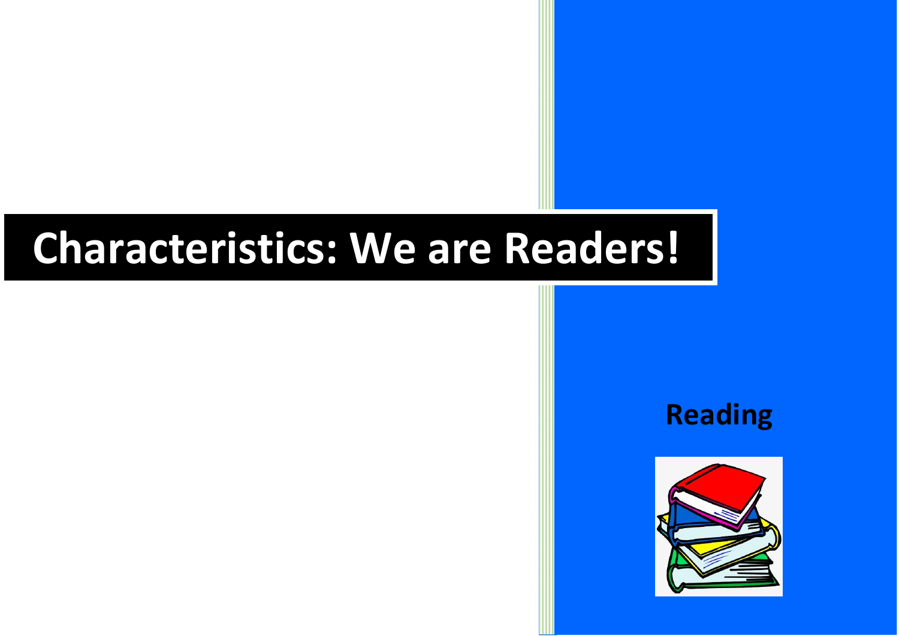# Characteristics: We are Readers!

**Reading**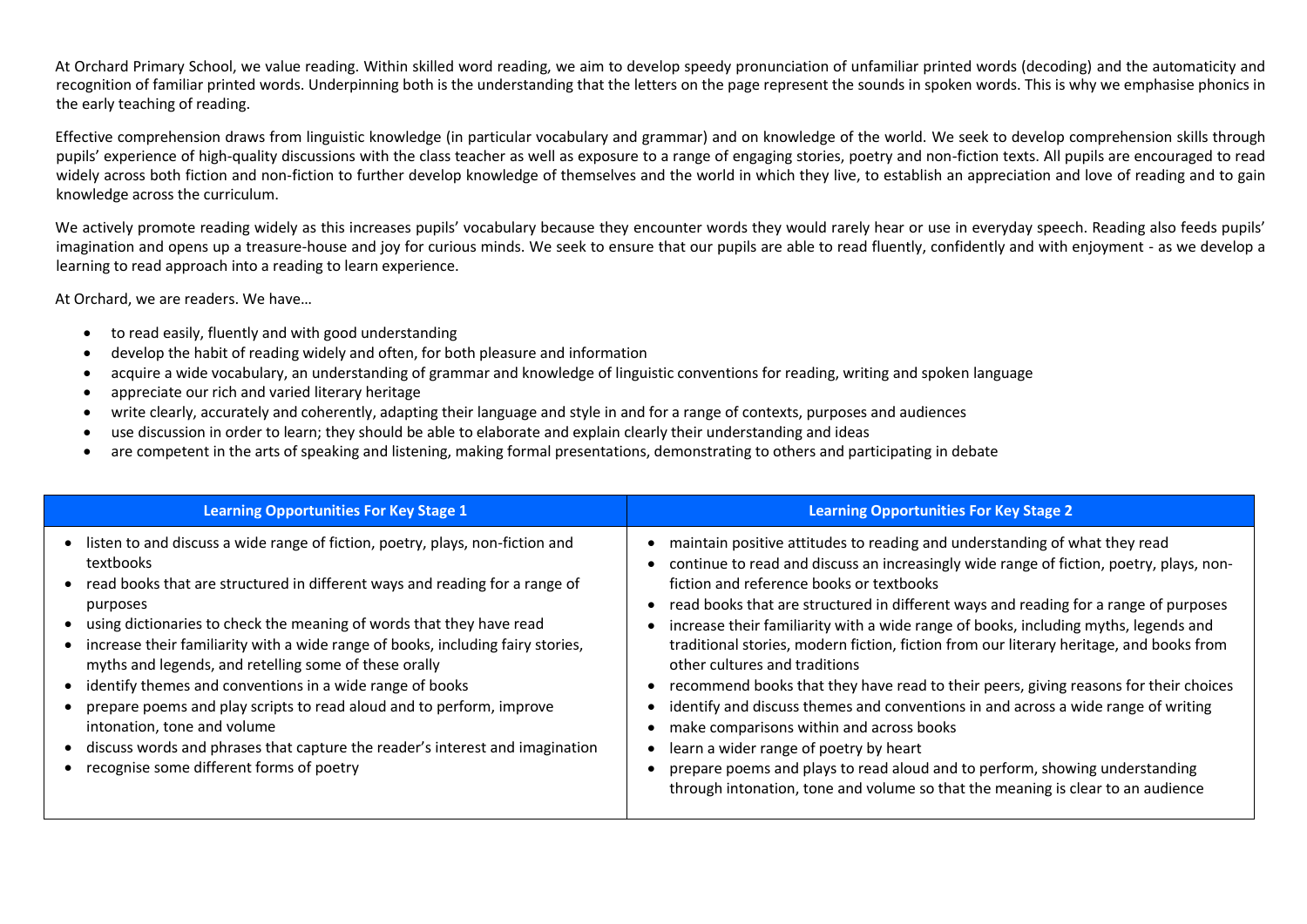At Orchard Primary School, we value reading. Within skilled word reading, we aim to develop speedy pronunciation of unfamiliar printed words (decoding) and the automaticity and recognition of familiar printed words. Underpinning both is the understanding that the letters on the page represent the sounds in spoken words. This is why we emphasise phonics in the early teaching of reading.

Effective comprehension draws from linguistic knowledge (in particular vocabulary and grammar) and on knowledge of the world. We seek to develop comprehension skills through pupils' experience of high-quality discussions with the class teacher as well as exposure to a range of engaging stories, poetry and non-fiction texts. All pupils are encouraged to read widely across both fiction and non-fiction to further develop knowledge of themselves and the world in which they live, to establish an appreciation and love of reading and to gain knowledge across the curriculum.

We actively promote reading widely as this increases pupils' vocabulary because they encounter words they would rarely hear or use in everyday speech. Reading also feeds pupils' imagination and opens up a treasure-house and joy for curious minds. We seek to ensure that our pupils are able to read fluently, confidently and with enjoyment - as we develop a learning to read approach into a reading to learn experience.

At Orchard, we are readers. We have…

- to read easily, fluently and with good understanding
- develop the habit of reading widely and often, for both pleasure and information
- acquire a wide vocabulary, an understanding of grammar and knowledge of linguistic conventions for reading, writing and spoken language
- appreciate our rich and varied literary heritage
- write clearly, accurately and coherently, adapting their language and style in and for a range of contexts, purposes and audiences
- use discussion in order to learn; they should be able to elaborate and explain clearly their understanding and ideas
- are competent in the arts of speaking and listening, making formal presentations, demonstrating to others and participating in debate

| Learning Opportunities For Key Stage 1 | Learning Opportunities For Key Stage 2 |
|---|---|
| • listen to and discuss a wide range of fiction, poetry, plays, non-fiction and textbooks<br>• read books that are structured in different ways and reading for a range of purposes<br>• using dictionaries to check the meaning of words that they have read<br>• increase their familiarity with a wide range of books, including fairy stories, myths and legends, and retelling some of these orally<br>• identify themes and conventions in a wide range of books<br>• prepare poems and play scripts to read aloud and to perform, improve intonation, tone and volume<br>• discuss words and phrases that capture the reader's interest and imagination<br>• recognise some different forms of poetry | • maintain positive attitudes to reading and understanding of what they read<br>• continue to read and discuss an increasingly wide range of fiction, poetry, plays, non-fiction and reference books or textbooks<br>• read books that are structured in different ways and reading for a range of purposes<br>• increase their familiarity with a wide range of books, including myths, legends and traditional stories, modern fiction, fiction from our literary heritage, and books from other cultures and traditions<br>• recommend books that they have read to their peers, giving reasons for their choices<br>• identify and discuss themes and conventions in and across a wide range of writing<br>• make comparisons within and across books<br>• learn a wider range of poetry by heart<br>• prepare poems and plays to read aloud and to perform, showing understanding through intonation, tone and volume so that the meaning is clear to an audience |